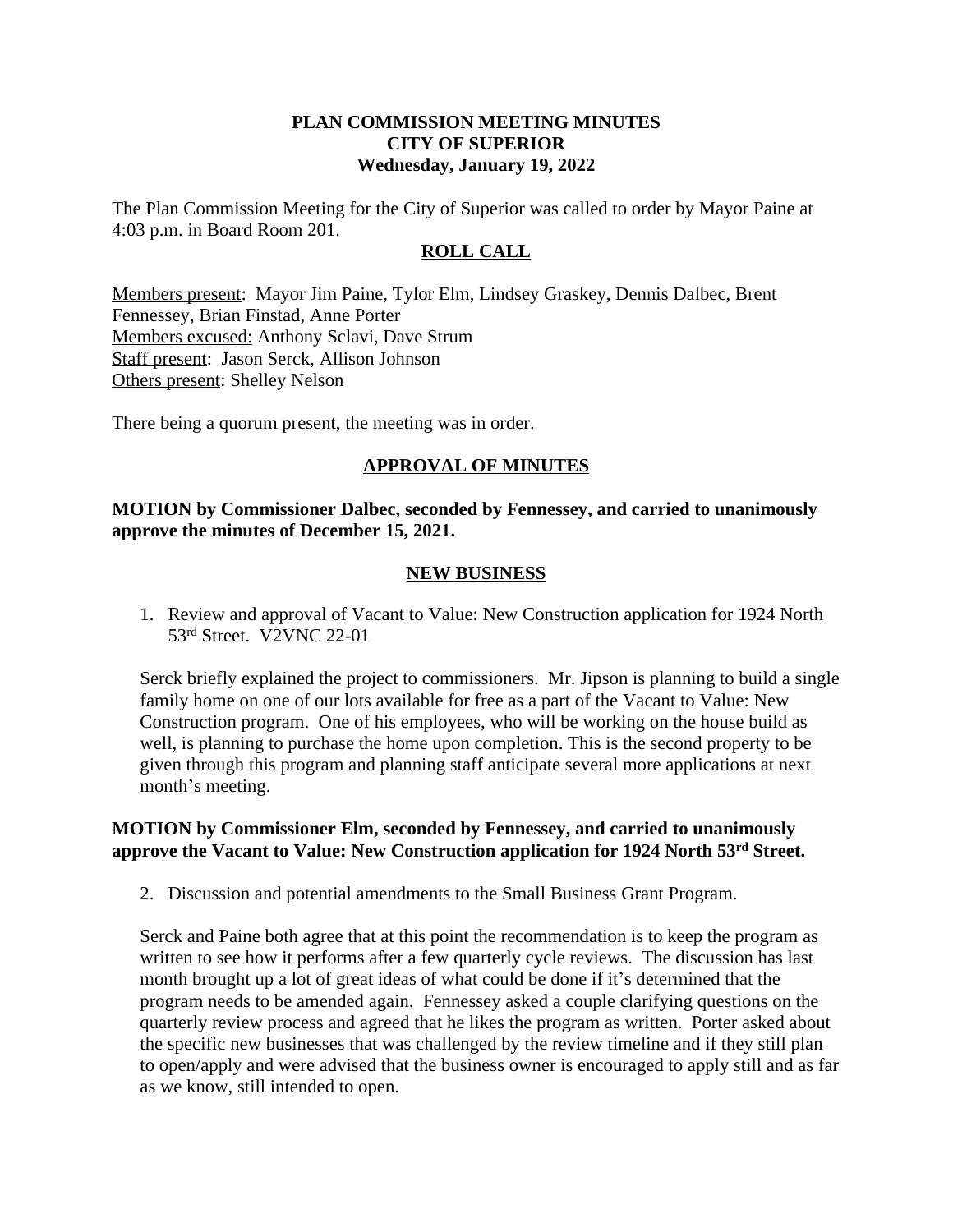**PLAN COMMISSION MEETING MINUTES**
**CITY OF SUPERIOR**
**Wednesday, January 19, 2022**

The Plan Commission Meeting for the City of Superior was called to order by Mayor Paine at 4:03 p.m. in Board Room 201.

## ROLL CALL

Members present: Mayor Jim Paine, Tylor Elm, Lindsey Graskey, Dennis Dalbec, Brent Fennessey, Brian Finstad, Anne Porter
Members excused: Anthony Sclavi, Dave Strum
Staff present: Jason Serck, Allison Johnson
Others present: Shelley Nelson

There being a quorum present, the meeting was in order.

## APPROVAL OF MINUTES

**MOTION by Commissioner Dalbec, seconded by Fennessey, and carried to unanimously approve the minutes of December 15, 2021.**

## NEW BUSINESS

1. Review and approval of Vacant to Value: New Construction application for 1924 North 53rd Street. V2VNC 22-01

   Serck briefly explained the project to commissioners. Mr. Jipson is planning to build a single family home on one of our lots available for free as a part of the Vacant to Value: New Construction program. One of his employees, who will be working on the house build as well, is planning to purchase the home upon completion. This is the second property to be given through this program and planning staff anticipate several more applications at next month's meeting.

**MOTION by Commissioner Elm, seconded by Fennessey, and carried to unanimously approve the Vacant to Value: New Construction application for 1924 North 53rd Street.**

2. Discussion and potential amendments to the Small Business Grant Program.

   Serck and Paine both agree that at this point the recommendation is to keep the program as written to see how it performs after a few quarterly cycle reviews. The discussion has last month brought up a lot of great ideas of what could be done if it's determined that the program needs to be amended again. Fennessey asked a couple clarifying questions on the quarterly review process and agreed that he likes the program as written. Porter asked about the specific new businesses that was challenged by the review timeline and if they still plan to open/apply and were advised that the business owner is encouraged to apply still and as far as we know, still intended to open.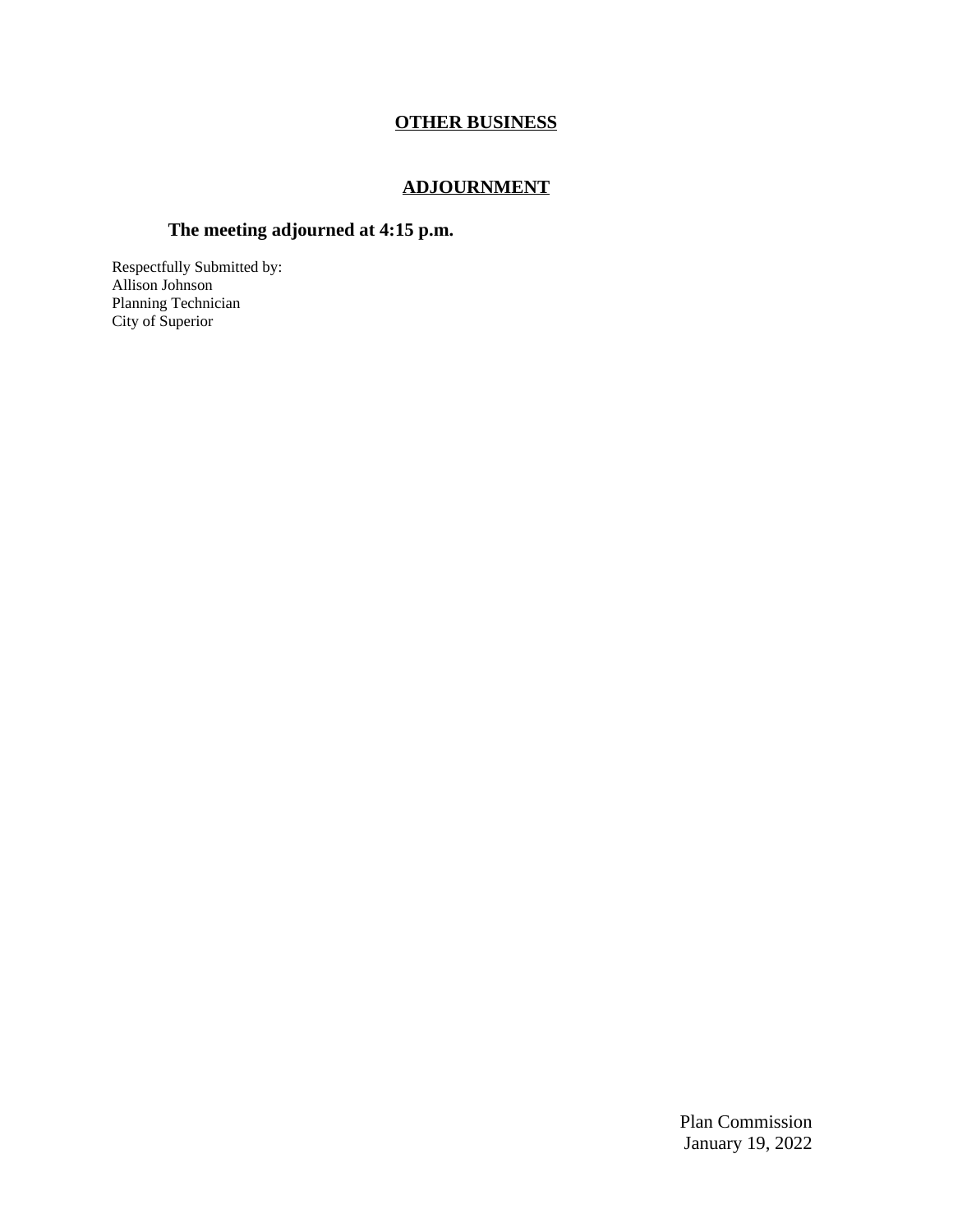## OTHER BUSINESS

## ADJOURNMENT

**The meeting adjourned at 4:15 p.m.**

Respectfully Submitted by:
Allison Johnson
Planning Technician
City of Superior